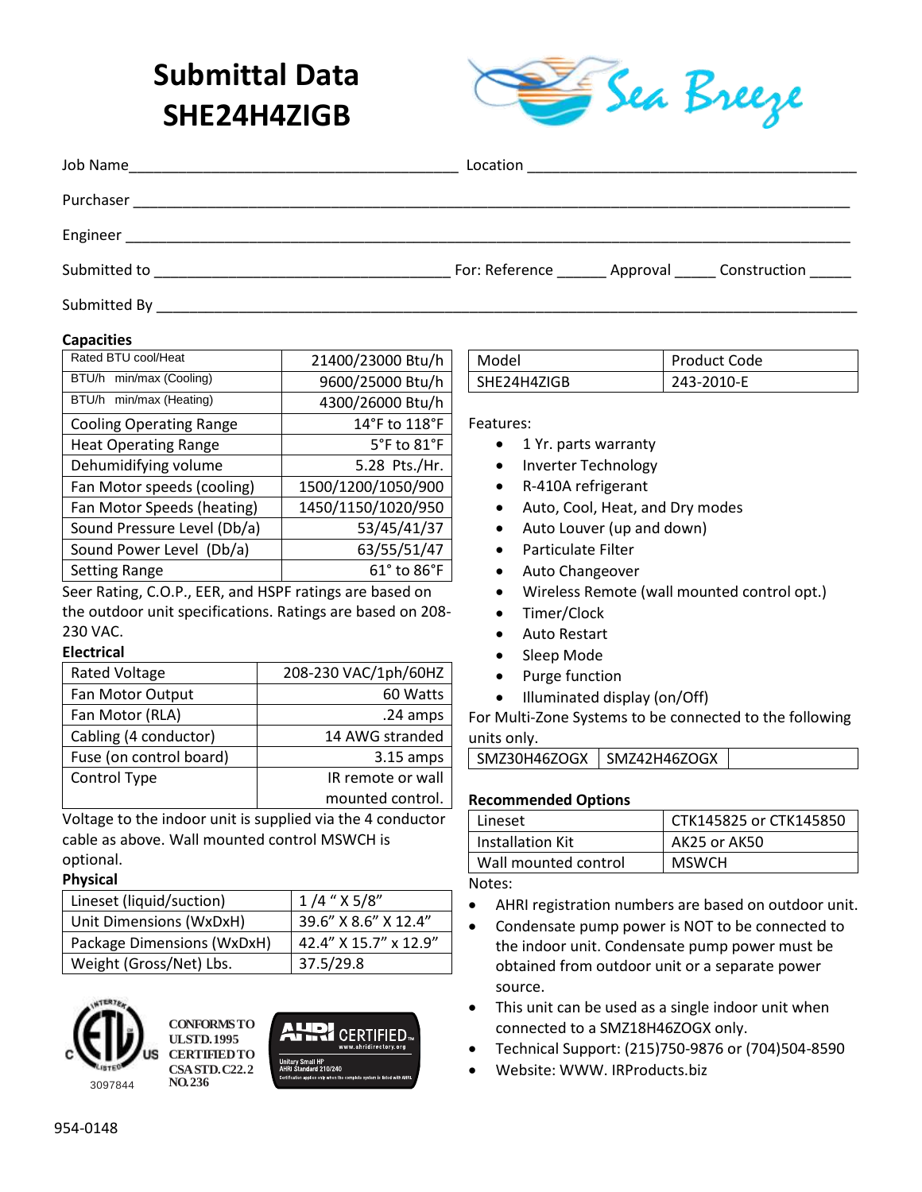# Submittal Data SHE24H4ZIGB

Sea Breeze

Job Name________________________________________ Location ________________________________________

Purchaser ______________________________________________________________________________________

Engineer _______________________________________________________________________________________

Submitted to ____________________________________ For: Reference ______ Approval _____ Construction _____

Submitted By ____________________________________________________________________________________

**Capacities**

| | |
|---|---|
| Rated BTU cool/Heat | 21400/23000 Btu/h |
| BTU/h min/max (Cooling) | 9600/25000 Btu/h |
| BTU/h min/max (Heating) | 4300/26000 Btu/h |
| Cooling Operating Range | 14°F to 118°F |
| Heat Operating Range | 5°F to 81°F |
| Dehumidifying volume | 5.28 Pts./Hr. |
| Fan Motor speeds (cooling) | 1500/1200/1050/900 |
| Fan Motor Speeds (heating) | 1450/1150/1020/950 |
| Sound Pressure Level (Db/a) | 53/45/41/37 |
| Sound Power Level (Db/a) | 63/55/51/47 |
| Setting Range | 61° to 86°F |

Seer Rating, C.O.P., EER, and HSPF ratings are based on the outdoor unit specifications. Ratings are based on 208-230 VAC.

**Electrical**

| | |
|---|---|
| Rated Voltage | 208-230 VAC/1ph/60HZ |
| Fan Motor Output | 60 Watts |
| Fan Motor (RLA) | .24 amps |
| Cabling (4 conductor) | 14 AWG stranded |
| Fuse (on control board) | 3.15 amps |
| Control Type | IR remote or wall mounted control. |

Voltage to the indoor unit is supplied via the 4 conductor cable as above. Wall mounted control MSWCH is optional.

**Physical**

| | |
|---|---|
| Lineset (liquid/suction) | 1 /4 " X 5/8" |
| Unit Dimensions (WxDxH) | 39.6" X 8.6" X 12.4" |
| Package Dimensions (WxDxH) | 42.4" X 15.7" x 12.9" |
| Weight (Gross/Net) Lbs. | 37.5/29.8 |

ETL Listed 3097844 — CONFORMS TO UL STD. 1995 CERTIFIED TO CSA STD. C22.2 NO. 236

AHRI CERTIFIED www.ahridirectory.org — Unitary Small HP AHRI Standard 210/240

| Model | Product Code |
|---|---|
| SHE24H4ZIGB | 243-2010-E |

Features:

- 1 Yr. parts warranty
- Inverter Technology
- R-410A refrigerant
- Auto, Cool, Heat, and Dry modes
- Auto Louver (up and down)
- Particulate Filter
- Auto Changeover
- Wireless Remote (wall mounted control opt.)
- Timer/Clock
- Auto Restart
- Sleep Mode
- Purge function
- Illuminated display (on/Off)

For Multi-Zone Systems to be connected to the following units only.

| | | |
|---|---|---|
| SMZ30H46ZOGX | SMZ42H46ZOGX | |

**Recommended Options**

| | |
|---|---|
| Lineset | CTK145825 or CTK145850 |
| Installation Kit | AK25 or AK50 |
| Wall mounted control | MSWCH |

Notes:

- AHRI registration numbers are based on outdoor unit.
- Condensate pump power is NOT to be connected to the indoor unit. Condensate pump power must be obtained from outdoor unit or a separate power source.
- This unit can be used as a single indoor unit when connected to a SMZ18H46ZOGX only.
- Technical Support: (215)750-9876 or (704)504-8590
- Website: WWW. IRProducts.biz

954-0148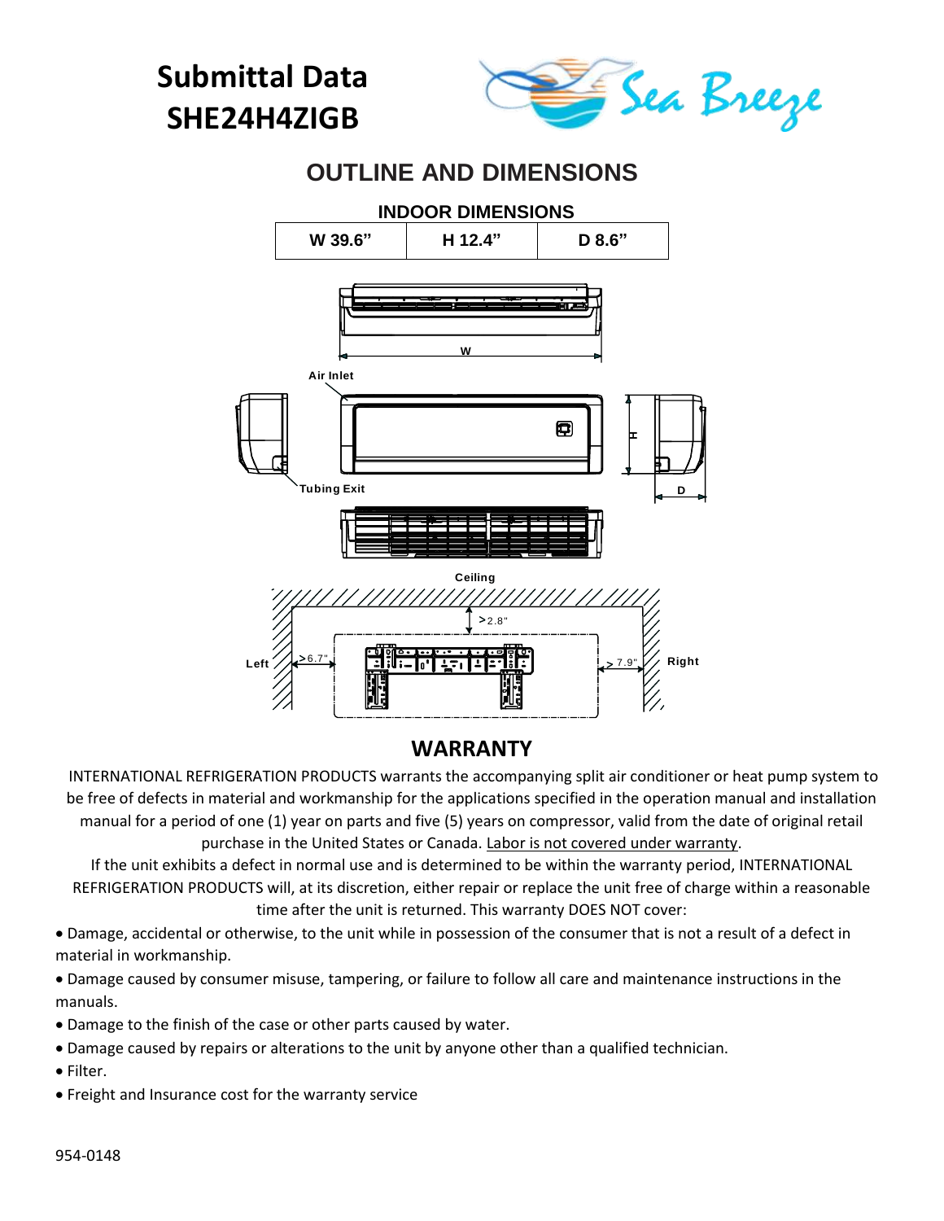# Submittal Data SHE24H4ZIGB

Sea Breeze

## OUTLINE AND DIMENSIONS

### INDOOR DIMENSIONS

| W 39.6” | H 12.4” | D 8.6” |
|---|---|---|

W

Air Inlet

H

Tubing Exit

D

Ceiling

>2.8"

Left

>6.7"

> 7.9"

Right

## WARRANTY

INTERNATIONAL REFRIGERATION PRODUCTS warrants the accompanying split air conditioner or heat pump system to be free of defects in material and workmanship for the applications specified in the operation manual and installation manual for a period of one (1) year on parts and five (5) years on compressor, valid from the date of original retail purchase in the United States or Canada. Labor is not covered under warranty.

If the unit exhibits a defect in normal use and is determined to be within the warranty period, INTERNATIONAL REFRIGERATION PRODUCTS will, at its discretion, either repair or replace the unit free of charge within a reasonable time after the unit is returned. This warranty DOES NOT cover:

- Damage, accidental or otherwise, to the unit while in possession of the consumer that is not a result of a defect in material in workmanship.
- Damage caused by consumer misuse, tampering, or failure to follow all care and maintenance instructions in the manuals.
- Damage to the finish of the case or other parts caused by water.
- Damage caused by repairs or alterations to the unit by anyone other than a qualified technician.
- Filter.
- Freight and Insurance cost for the warranty service

954-0148